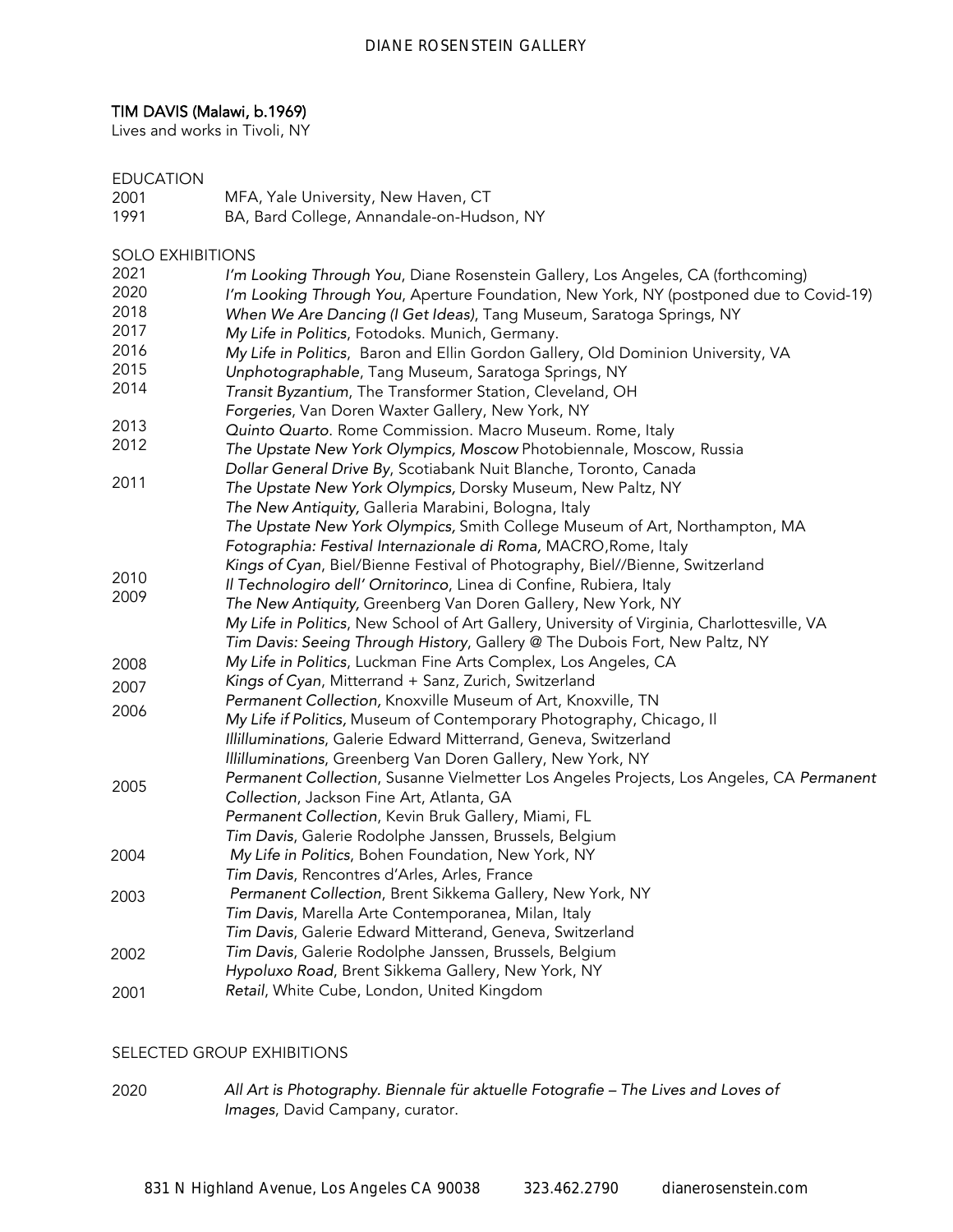DIANE ROSENSTEIN GALLERY

# TIM DAVIS (Malawi, b.1969)

Lives and works in Tivoli, NY

## EDUCATION

2001 MFA, Yale University, New Haven, CT
1991 BA, Bard College, Annandale-on-Hudson, NY

## SOLO EXHIBITIONS

2021 *I'm Looking Through You*, Diane Rosenstein Gallery, Los Angeles, CA (forthcoming)
2020 *I'm Looking Through You*, Aperture Foundation, New York, NY (postponed due to Covid-19)
2018 *When We Are Dancing (I Get Ideas)*, Tang Museum, Saratoga Springs, NY
2017 *My Life in Politics*, Fotodoks. Munich, Germany.
2016 *My Life in Politics*, Baron and Ellin Gordon Gallery, Old Dominion University, VA
2015 *Unphotographable*, Tang Museum, Saratoga Springs, NY
2014 *Transit Byzantium*, The Transformer Station, Cleveland, OH
*Forgeries*, Van Doren Waxter Gallery, New York, NY
2013 *Quinto Quarto*. Rome Commission. Macro Museum. Rome, Italy
2012 *The Upstate New York Olympics, Moscow* Photobiennale, Moscow, Russia
*Dollar General Drive By*, Scotiabank Nuit Blanche, Toronto, Canada
2011 *The Upstate New York Olympics,* Dorsky Museum, New Paltz, NY
*The New Antiquity,* Galleria Marabini, Bologna, Italy
*The Upstate New York Olympics,* Smith College Museum of Art, Northampton, MA
*Fotographia: Festival Internazionale di Roma,* MACRO,Rome, Italy
*Kings of Cyan*, Biel/Bienne Festival of Photography, Biel//Bienne, Switzerland
2010 *Il Technologiro dell' Ornitorinco*, Linea di Confine, Rubiera, Italy
2009 *The New Antiquity,* Greenberg Van Doren Gallery, New York, NY
*My Life in Politics*, New School of Art Gallery, University of Virginia, Charlottesville, VA
*Tim Davis: Seeing Through History*, Gallery @ The Dubois Fort, New Paltz, NY
2008 *My Life in Politics*, Luckman Fine Arts Complex, Los Angeles, CA
2007 *Kings of Cyan*, Mitterrand + Sanz, Zurich, Switzerland
2006 *Permanent Collection,* Knoxville Museum of Art, Knoxville, TN
*My Life if Politics*, Museum of Contemporary Photography, Chicago, Il
*Illilluminations*, Galerie Edward Mitterrand, Geneva, Switzerland
*Illilluminations*, Greenberg Van Doren Gallery, New York, NY
2005 *Permanent Collection*, Susanne Vielmetter Los Angeles Projects, Los Angeles, CA *Permanent Collection*, Jackson Fine Art, Atlanta, GA
*Permanent Collection*, Kevin Bruk Gallery, Miami, FL
*Tim Davis*, Galerie Rodolphe Janssen, Brussels, Belgium
2004 *My Life in Politics*, Bohen Foundation, New York, NY
*Tim Davis*, Rencontres d'Arles, Arles, France
2003 *Permanent Collection*, Brent Sikkema Gallery, New York, NY
*Tim Davis*, Marella Arte Contemporanea, Milan, Italy
*Tim Davis*, Galerie Edward Mitterand, Geneva, Switzerland
2002 *Tim Davis*, Galerie Rodolphe Janssen, Brussels, Belgium
*Hypoluxo Road*, Brent Sikkema Gallery, New York, NY
2001 *Retail*, White Cube, London, United Kingdom

## SELECTED GROUP EXHIBITIONS

2020 *All Art is Photography. Biennale für aktuelle Fotografie – The Lives and Loves of Images*, David Campany, curator.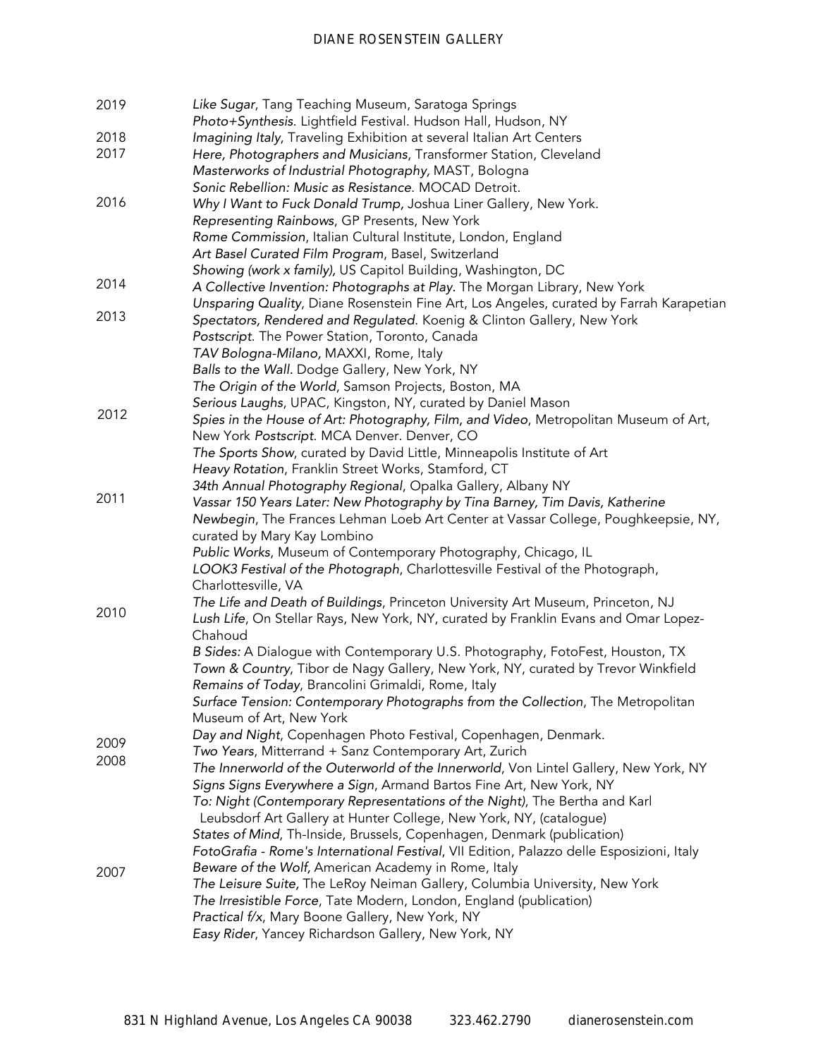2019 *Like Sugar*, Tang Teaching Museum, Saratoga Springs
*Photo+Synthesis*. Lightfield Festival. Hudson Hall, Hudson, NY

2018 *Imagining Italy*, Traveling Exhibition at several Italian Art Centers

2017 *Here, Photographers and Musicians*, Transformer Station, Cleveland
*Masterworks of Industrial Photography,* MAST, Bologna
*Sonic Rebellion: Music as Resistance*. MOCAD Detroit.

2016 *Why I Want to Fuck Donald Trump,* Joshua Liner Gallery, New York.
*Representing Rainbows*, GP Presents, New York
*Rome Commission*, Italian Cultural Institute, London, England
*Art Basel Curated Film Program*, Basel, Switzerland
*Showing (work x family),* US Capitol Building, Washington, DC

2014 *A Collective Invention: Photographs at Play*. The Morgan Library, New York
*Unsparing Quality*, Diane Rosenstein Fine Art, Los Angeles, curated by Farrah Karapetian

2013 *Spectators, Rendered and Regulated*. Koenig & Clinton Gallery, New York
*Postscript*. The Power Station, Toronto, Canada
*TAV Bologna-Milano,* MAXXI, Rome, Italy
*Balls to the Wall*. Dodge Gallery, New York, NY
*The Origin of the World*, Samson Projects, Boston, MA
*Serious Laughs*, UPAC, Kingston, NY, curated by Daniel Mason

2012 *Spies in the House of Art: Photography, Film, and Video*, Metropolitan Museum of Art, New York *Postscript*. MCA Denver. Denver, CO
*The Sports Show*, curated by David Little, Minneapolis Institute of Art
*Heavy Rotation*, Franklin Street Works, Stamford, CT
*34th Annual Photography Regional*, Opalka Gallery, Albany NY

2011 *Vassar 150 Years Later: New Photography by Tina Barney, Tim Davis, Katherine Newbegin*, The Frances Lehman Loeb Art Center at Vassar College, Poughkeepsie, NY, curated by Mary Kay Lombino
*Public Works*, Museum of Contemporary Photography, Chicago, IL
*LOOK3 Festival of the Photograph*, Charlottesville Festival of the Photograph, Charlottesville, VA
*The Life and Death of Buildings*, Princeton University Art Museum, Princeton, NJ

2010 *Lush Life*, On Stellar Rays, New York, NY, curated by Franklin Evans and Omar Lopez-Chahoud
*B Sides:* A Dialogue with Contemporary U.S. Photography, FotoFest, Houston, TX
*Town & Country*, Tibor de Nagy Gallery, New York, NY, curated by Trevor Winkfield
*Remains of Today*, Brancolini Grimaldi, Rome, Italy
*Surface Tension: Contemporary Photographs from the Collection*, The Metropolitan Museum of Art, New York
*Day and Night*, Copenhagen Photo Festival, Copenhagen, Denmark.

2009 *Two Years*, Mitterrand + Sanz Contemporary Art, Zurich

2008 *The Innerworld of the Outerworld of the Innerworld*, Von Lintel Gallery, New York, NY
*Signs Signs Everywhere a Sign*, Armand Bartos Fine Art, New York, NY
*To: Night (Contemporary Representations of the Night)*, The Bertha and Karl Leubsdorf Art Gallery at Hunter College, New York, NY, (catalogue)
*States of Mind*, Th-Inside, Brussels, Copenhagen, Denmark (publication)
*FotoGrafia - Rome's International Festival*, VII Edition, Palazzo delle Esposizioni, Italy

2007 *Beware of the Wolf,* American Academy in Rome, Italy
*The Leisure Suite,* The LeRoy Neiman Gallery, Columbia University, New York
*The Irresistible Force*, Tate Modern, London, England (publication)
*Practical f/x*, Mary Boone Gallery, New York, NY
*Easy Rider*, Yancey Richardson Gallery, New York, NY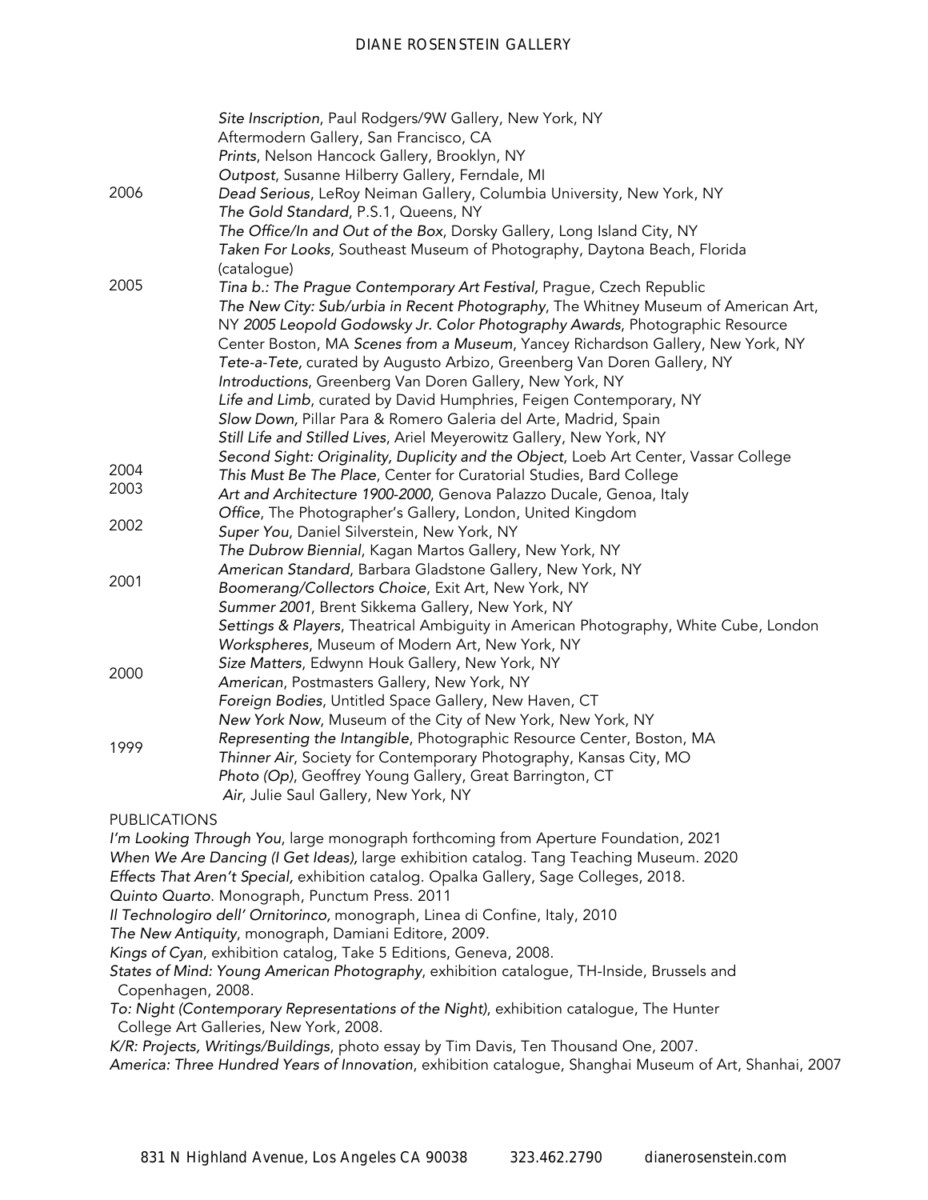| | |
|---|---|
| | *Site Inscription*, Paul Rodgers/9W Gallery, New York, NY |
| | Aftermodern Gallery, San Francisco, CA |
| | *Prints*, Nelson Hancock Gallery, Brooklyn, NY |
| | *Outpost*, Susanne Hilberry Gallery, Ferndale, MI |
| 2006 | *Dead Serious*, LeRoy Neiman Gallery, Columbia University, New York, NY |
| | *The Gold Standard*, P.S.1, Queens, NY |
| | *The Office/In and Out of the Box*, Dorsky Gallery, Long Island City, NY |
| | *Taken For Looks*, Southeast Museum of Photography, Daytona Beach, Florida (catalogue) |
| 2005 | *Tina b.: The Prague Contemporary Art Festival,* Prague, Czech Republic |
| | *The New City: Sub/urbia in Recent Photography*, The Whitney Museum of American Art, NY *2005 Leopold Godowsky Jr. Color Photography Awards*, Photographic Resource Center Boston, MA *Scenes from a Museum*, Yancey Richardson Gallery, New York, NY |
| | *Tete-a-Tete,* curated by Augusto Arbizo, Greenberg Van Doren Gallery, NY |
| | *Introductions*, Greenberg Van Doren Gallery, New York, NY |
| | *Life and Limb*, curated by David Humphries, Feigen Contemporary, NY |
| | *Slow Down,* Pillar Para & Romero Galeria del Arte, Madrid, Spain |
| | *Still Life and Stilled Lives*, Ariel Meyerowitz Gallery, New York, NY |
| | *Second Sight: Originality, Duplicity and the Object*, Loeb Art Center, Vassar College |
| 2004 | *This Must Be The Place*, Center for Curatorial Studies, Bard College |
| 2003 | *Art and Architecture 1900-2000*, Genova Palazzo Ducale, Genoa, Italy |
| | *Office*, The Photographer's Gallery, London, United Kingdom |
| 2002 | *Super You*, Daniel Silverstein, New York, NY |
| | *The Dubrow Biennial*, Kagan Martos Gallery, New York, NY |
| | *American Standard*, Barbara Gladstone Gallery, New York, NY |
| 2001 | *Boomerang/Collectors Choice*, Exit Art, New York, NY |
| | *Summer 2001*, Brent Sikkema Gallery, New York, NY |
| | *Settings & Players*, Theatrical Ambiguity in American Photography, White Cube, London |
| | *Workspheres*, Museum of Modern Art, New York, NY |
| | *Size Matters*, Edwynn Houk Gallery, New York, NY |
| 2000 | *American*, Postmasters Gallery, New York, NY |
| | *Foreign Bodies*, Untitled Space Gallery, New Haven, CT |
| | *New York Now*, Museum of the City of New York, New York, NY |
| 1999 | *Representing the Intangible*, Photographic Resource Center, Boston, MA |
| | *Thinner Air*, Society for Contemporary Photography, Kansas City, MO |
| | *Photo (Op)*, Geoffrey Young Gallery, Great Barrington, CT |
| | *Air*, Julie Saul Gallery, New York, NY |

PUBLICATIONS

*I'm Looking Through You*, large monograph forthcoming from Aperture Foundation, 2021  
*When We Are Dancing (I Get Ideas),* large exhibition catalog. Tang Teaching Museum. 2020  
*Effects That Aren't Special,* exhibition catalog. Opalka Gallery, Sage Colleges, 2018.  
*Quinto Quarto*. Monograph, Punctum Press. 2011  
*Il Technologiro dell' Ornitorinco,* monograph, Linea di Confine, Italy, 2010  
*The New Antiquity*, monograph, Damiani Editore, 2009.  
*Kings of Cyan*, exhibition catalog, Take 5 Editions, Geneva, 2008.  
*States of Mind: Young American Photography*, exhibition catalogue, TH-Inside, Brussels and Copenhagen, 2008.  
*To: Night (Contemporary Representations of the Night)*, exhibition catalogue, The Hunter College Art Galleries, New York, 2008.  
*K/R: Projects, Writings/Buildings*, photo essay by Tim Davis, Ten Thousand One, 2007.  
*America: Three Hundred Years of Innovation*, exhibition catalogue, Shanghai Museum of Art, Shanhai, 2007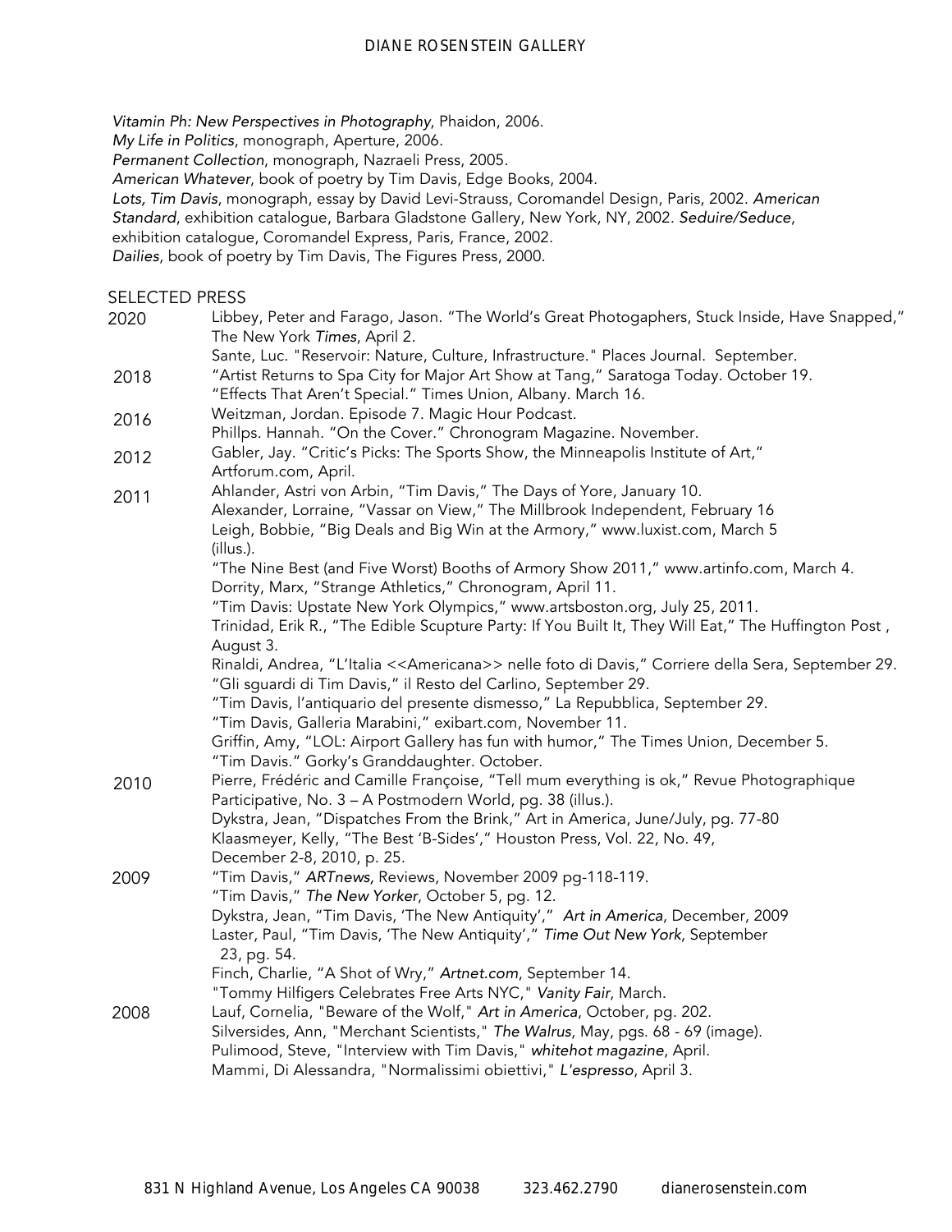*Vitamin Ph: New Perspectives in Photography*, Phaidon, 2006.
*My Life in Politics*, monograph, Aperture, 2006.
*Permanent Collection*, monograph, Nazraeli Press, 2005.
*American Whatever*, book of poetry by Tim Davis, Edge Books, 2004.
*Lots, Tim Davis*, monograph, essay by David Levi-Strauss, Coromandel Design, Paris, 2002. *American Standard*, exhibition catalogue, Barbara Gladstone Gallery, New York, NY, 2002. *Seduire/Seduce*, exhibition catalogue, Coromandel Express, Paris, France, 2002.
*Dailies*, book of poetry by Tim Davis, The Figures Press, 2000.

## SELECTED PRESS

**2020**
Libbey, Peter and Farago, Jason. "The World's Great Photogaphers, Stuck Inside, Have Snapped," The New York *Times*, April 2.
Sante, Luc. "Reservoir: Nature, Culture, Infrastructure." Places Journal. September.

**2018**
"Artist Returns to Spa City for Major Art Show at Tang," Saratoga Today. October 19.
"Effects That Aren't Special." Times Union, Albany. March 16.

**2016**
Weitzman, Jordan. Episode 7. Magic Hour Podcast.
Phillps. Hannah. "On the Cover." Chronogram Magazine. November.

**2012**
Gabler, Jay. "Critic's Picks: The Sports Show, the Minneapolis Institute of Art," Artforum.com, April.

**2011**
Ahlander, Astri von Arbin, "Tim Davis," The Days of Yore, January 10.
Alexander, Lorraine, "Vassar on View," The Millbrook Independent, February 16
Leigh, Bobbie, "Big Deals and Big Win at the Armory," www.luxist.com, March 5 (illus.).
"The Nine Best (and Five Worst) Booths of Armory Show 2011," www.artinfo.com, March 4.
Dorrity, Marx, "Strange Athletics," Chronogram, April 11.
"Tim Davis: Upstate New York Olympics," www.artsboston.org, July 25, 2011.
Trinidad, Erik R., "The Edible Scupture Party: If You Built It, They Will Eat," The Huffington Post , August 3.
Rinaldi, Andrea, "L'Italia <<Americana>> nelle foto di Davis," Corriere della Sera, September 29.
"Gli sguardi di Tim Davis," il Resto del Carlino, September 29.
"Tim Davis, l'antiquario del presente dismesso," La Repubblica, September 29.
"Tim Davis, Galleria Marabini," exibart.com, November 11.
Griffin, Amy, "LOL: Airport Gallery has fun with humor," The Times Union, December 5.
"Tim Davis." Gorky's Granddaughter. October.

**2010**
Pierre, Frédéric and Camille Françoise, "Tell mum everything is ok," Revue Photographique Participative, No. 3 – A Postmodern World, pg. 38 (illus.).
Dykstra, Jean, "Dispatches From the Brink," Art in America, June/July, pg. 77-80
Klaasmeyer, Kelly, "The Best 'B-Sides'," Houston Press, Vol. 22, No. 49, December 2-8, 2010, p. 25.

**2009**
"Tim Davis," *ARTnews,* Reviews, November 2009 pg-118-119.
"Tim Davis," *The New Yorker*, October 5, pg. 12.
Dykstra, Jean, "Tim Davis, 'The New Antiquity'," *Art in America*, December, 2009
Laster, Paul, "Tim Davis, 'The New Antiquity'," *Time Out New York*, September 23, pg. 54.
Finch, Charlie, "A Shot of Wry," *Artnet.com*, September 14.
"Tommy Hilfigers Celebrates Free Arts NYC," *Vanity Fair*, March.

**2008**
Lauf, Cornelia, "Beware of the Wolf," *Art in America*, October, pg. 202.
Silversides, Ann, "Merchant Scientists," *The Walrus*, May, pgs. 68 - 69 (image).
Pulimood, Steve, "Interview with Tim Davis," *whitehot magazine*, April.
Mammi, Di Alessandra, "Normalissimi obiettivi," *L'espresso*, April 3.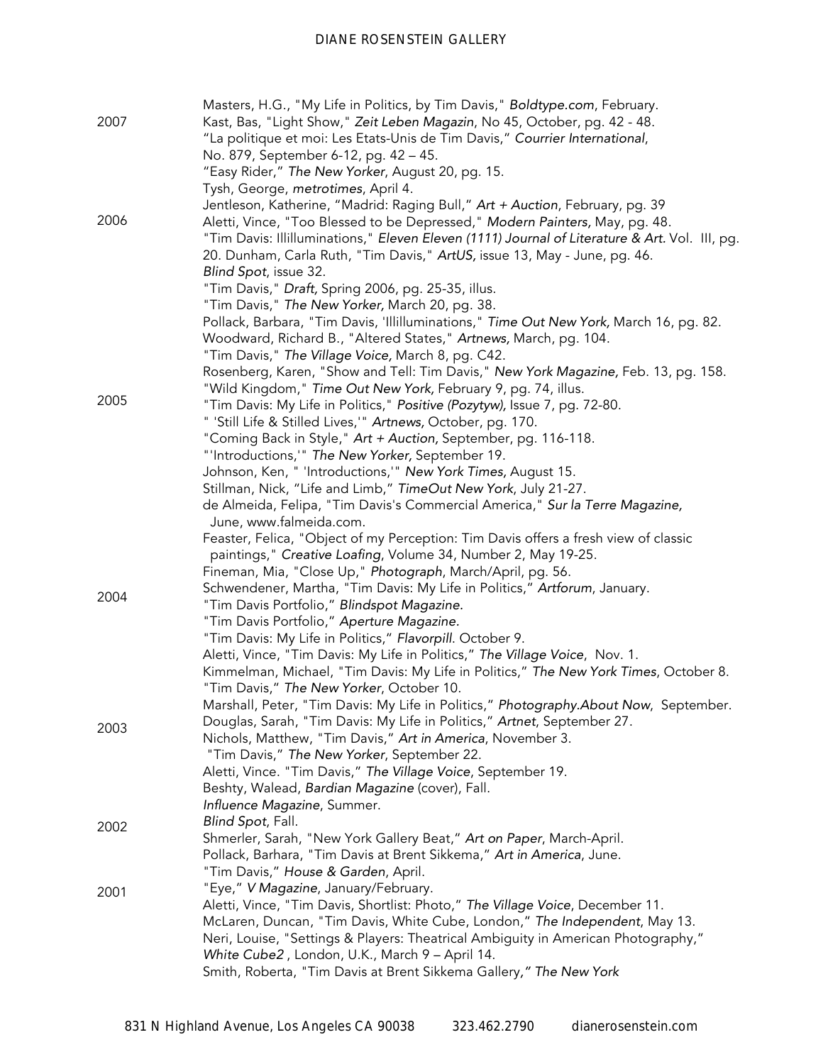Masters, H.G., "My Life in Politics, by Tim Davis," *Boldtype.com*, February.

2007

Kast, Bas, "Light Show," *Zeit Leben Magazin*, No 45, October, pg. 42 - 48.
"La politique et moi: Les Etats-Unis de Tim Davis," *Courrier International*, No. 879, September 6-12, pg. 42 – 45.
"Easy Rider," *The New Yorker*, August 20, pg. 15.
Tysh, George, *metrotimes*, April 4.
Jentleson, Katherine, "Madrid: Raging Bull," *Art + Auction*, February, pg. 39

2006

Aletti, Vince, "Too Blessed to be Depressed," *Modern Painters,* May, pg. 48.
"Tim Davis: Illilluminations," *Eleven Eleven (1111) Journal of Literature & Art.* Vol. III, pg. 20. Dunham, Carla Ruth, "Tim Davis," *ArtUS,* issue 13, May - June, pg. 46.
*Blind Spot*, issue 32.
"Tim Davis," *Draft,* Spring 2006, pg. 25-35, illus.
"Tim Davis," *The New Yorker,* March 20, pg. 38.
Pollack, Barbara, "Tim Davis, 'Illilluminations," *Time Out New York,* March 16, pg. 82.
Woodward, Richard B., "Altered States," *Artnews,* March, pg. 104.
"Tim Davis," *The Village Voice,* March 8, pg. C42.
Rosenberg, Karen, "Show and Tell: Tim Davis," *New York Magazine,* Feb. 13, pg. 158.
"Wild Kingdom," *Time Out New York,* February 9, pg. 74, illus.

2005

"Tim Davis: My Life in Politics," *Positive (Pozytyw),* Issue 7, pg. 72-80.
" 'Still Life & Stilled Lives,'" *Artnews,* October, pg. 170.
"Coming Back in Style," *Art + Auction,* September, pg. 116-118.
"'Introductions,'" *The New Yorker,* September 19.
Johnson, Ken, " 'Introductions,'" *New York Times,* August 15.
Stillman, Nick, "Life and Limb," *TimeOut New York*, July 21-27.
de Almeida, Felipa, "Tim Davis's Commercial America," *Sur la Terre Magazine,* June, www.falmeida.com.
Feaster, Felica, "Object of my Perception: Tim Davis offers a fresh view of classic paintings," *Creative Loafing*, Volume 34, Number 2, May 19-25.
Fineman, Mia, "Close Up," *Photograph*, March/April, pg. 56.

2004

Schwendener, Martha, "Tim Davis: My Life in Politics," *Artforum*, January.
"Tim Davis Portfolio," *Blindspot Magazine.*
"Tim Davis Portfolio," *Aperture Magazine.*
"Tim Davis: My Life in Politics," *Flavorpill.* October 9.
Aletti, Vince, "Tim Davis: My Life in Politics," *The Village Voice*, Nov. 1.
Kimmelman, Michael, "Tim Davis: My Life in Politics," *The New York Times*, October 8.
"Tim Davis," *The New Yorker*, October 10.
Marshall, Peter, "Tim Davis: My Life in Politics," *Photography.About Now*, September.

2003

Douglas, Sarah, "Tim Davis: My Life in Politics," *Artnet*, September 27.
Nichols, Matthew, "Tim Davis," *Art in America*, November 3.
"Tim Davis," *The New Yorker*, September 22.
Aletti, Vince. "Tim Davis," *The Village Voice*, September 19.
Beshty, Walead, *Bardian Magazine* (cover), Fall.
*Influence Magazine*, Summer.

2002

*Blind Spot*, Fall.
Shmerler, Sarah, "New York Gallery Beat," *Art on Paper*, March-April.
Pollack, Barhara, "Tim Davis at Brent Sikkema," *Art in America*, June.
"Tim Davis," *House & Garden*, April.

2001

"Eye," *V Magazine*, January/February.
Aletti, Vince, "Tim Davis, Shortlist: Photo," *The Village Voice*, December 11.
McLaren, Duncan, "Tim Davis, White Cube, London," *The Independent*, May 13.
Neri, Louise, "Settings & Players: Theatrical Ambiguity in American Photography," *White Cube2* , London, U.K., March 9 – April 14.
Smith, Roberta, "Tim Davis at Brent Sikkema Gallery," *The New York*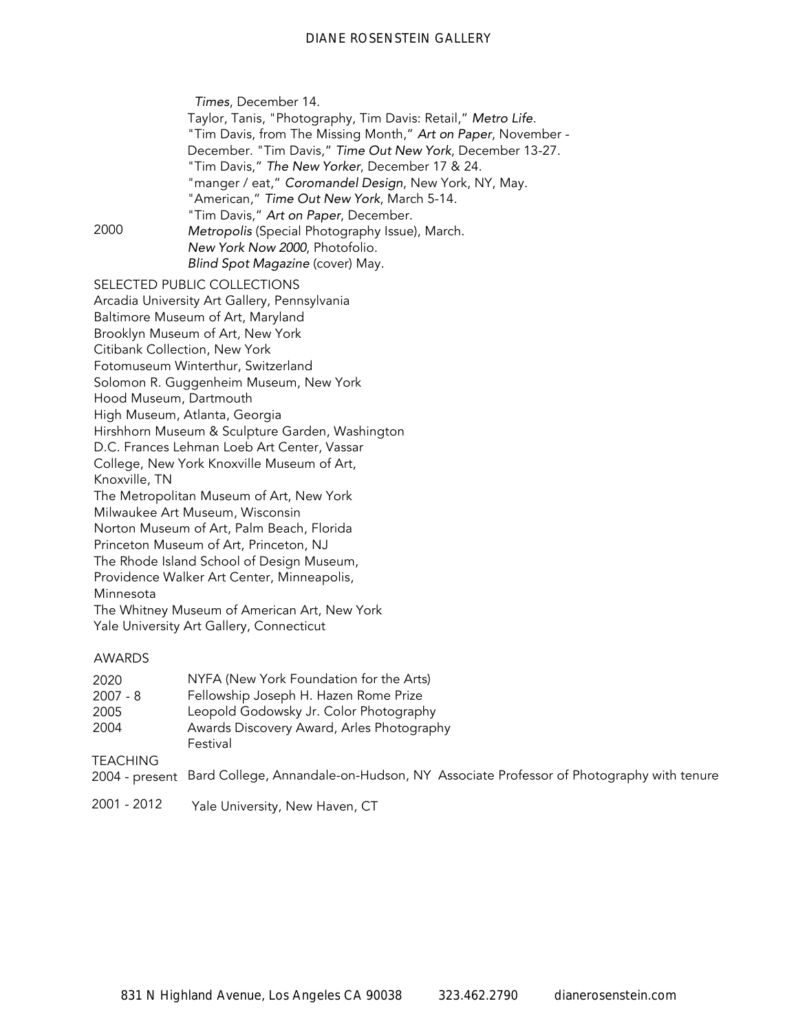*Times*, December 14.
Taylor, Tanis, "Photography, Tim Davis: Retail," *Metro Life*.
"Tim Davis, from The Missing Month," *Art on Paper*, November - December. "Tim Davis," *Time Out New York*, December 13-27.
"Tim Davis," *The New Yorker*, December 17 & 24.
"manger / eat," *Coromandel Design*, New York, NY, May.
"American," *Time Out New York*, March 5-14.
"Tim Davis," *Art on Paper*, December.

2000 *Metropolis* (Special Photography Issue), March.
*New York Now 2000*, Photofolio.
*Blind Spot Magazine* (cover) May.

SELECTED PUBLIC COLLECTIONS

Arcadia University Art Gallery, Pennsylvania
Baltimore Museum of Art, Maryland
Brooklyn Museum of Art, New York
Citibank Collection, New York
Fotomuseum Winterthur, Switzerland
Solomon R. Guggenheim Museum, New York
Hood Museum, Dartmouth
High Museum, Atlanta, Georgia
Hirshhorn Museum & Sculpture Garden, Washington
D.C. Frances Lehman Loeb Art Center, Vassar
College, New York Knoxville Museum of Art,
Knoxville, TN
The Metropolitan Museum of Art, New York
Milwaukee Art Museum, Wisconsin
Norton Museum of Art, Palm Beach, Florida
Princeton Museum of Art, Princeton, NJ
The Rhode Island School of Design Museum,
Providence Walker Art Center, Minneapolis,
Minnesota
The Whitney Museum of American Art, New York
Yale University Art Gallery, Connecticut

AWARDS

| | |
|---|---|
| 2020 | NYFA (New York Foundation for the Arts) |
| 2007 - 8 | Fellowship Joseph H. Hazen Rome Prize |
| 2005 | Leopold Godowsky Jr. Color Photography |
| 2004 | Awards Discovery Award, Arles Photography Festival |

TEACHING

| | |
|---|---|
| 2004 - present | Bard College, Annandale-on-Hudson, NY Associate Professor of Photography with tenure |
| 2001 - 2012 | Yale University, New Haven, CT |